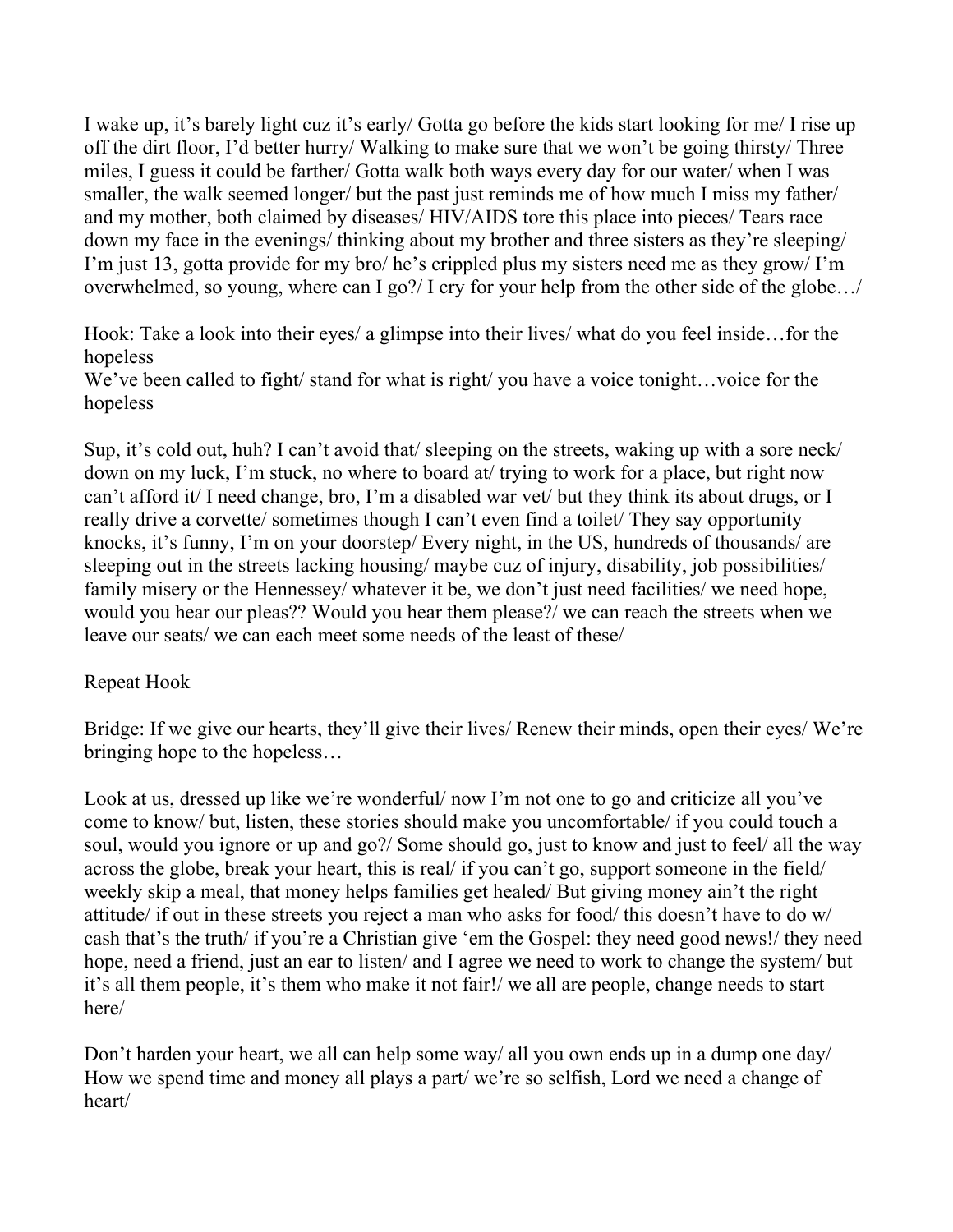I wake up, it's barely light cuz it's early/ Gotta go before the kids start looking for me/ I rise up off the dirt floor, I'd better hurry/ Walking to make sure that we won't be going thirsty/ Three miles, I guess it could be farther/ Gotta walk both ways every day for our water/ when I was smaller, the walk seemed longer/ but the past just reminds me of how much I miss my father/ and my mother, both claimed by diseases/ HIV/AIDS tore this place into pieces/ Tears race down my face in the evenings/ thinking about my brother and three sisters as they're sleeping/ I'm just 13, gotta provide for my bro/ he's crippled plus my sisters need me as they grow/ I'm overwhelmed, so young, where can I go?/ I cry for your help from the other side of the globe…/

Hook: Take a look into their eyes/ a glimpse into their lives/ what do you feel inside…for the hopeless
We've been called to fight/ stand for what is right/ you have a voice tonight…voice for the hopeless

Sup, it's cold out, huh? I can't avoid that/ sleeping on the streets, waking up with a sore neck/ down on my luck, I'm stuck, no where to board at/ trying to work for a place, but right now can't afford it/ I need change, bro, I'm a disabled war vet/ but they think its about drugs, or I really drive a corvette/ sometimes though I can't even find a toilet/ They say opportunity knocks, it's funny, I'm on your doorstep/ Every night, in the US, hundreds of thousands/ are sleeping out in the streets lacking housing/ maybe cuz of injury, disability, job possibilities/ family misery or the Hennessey/ whatever it be, we don't just need facilities/ we need hope, would you hear our pleas?? Would you hear them please?/ we can reach the streets when we leave our seats/ we can each meet some needs of the least of these/

Repeat Hook

Bridge: If we give our hearts, they'll give their lives/ Renew their minds, open their eyes/ We're bringing hope to the hopeless…

Look at us, dressed up like we're wonderful/ now I'm not one to go and criticize all you've come to know/ but, listen, these stories should make you uncomfortable/ if you could touch a soul, would you ignore or up and go?/ Some should go, just to know and just to feel/ all the way across the globe, break your heart, this is real/ if you can't go, support someone in the field/ weekly skip a meal, that money helps families get healed/ But giving money ain't the right attitude/ if out in these streets you reject a man who asks for food/ this doesn't have to do w/ cash that's the truth/ if you're a Christian give 'em the Gospel: they need good news!/ they need hope, need a friend, just an ear to listen/ and I agree we need to work to change the system/ but it's all them people, it's them who make it not fair!/ we all are people, change needs to start here/

Don't harden your heart, we all can help some way/ all you own ends up in a dump one day/ How we spend time and money all plays a part/ we're so selfish, Lord we need a change of heart/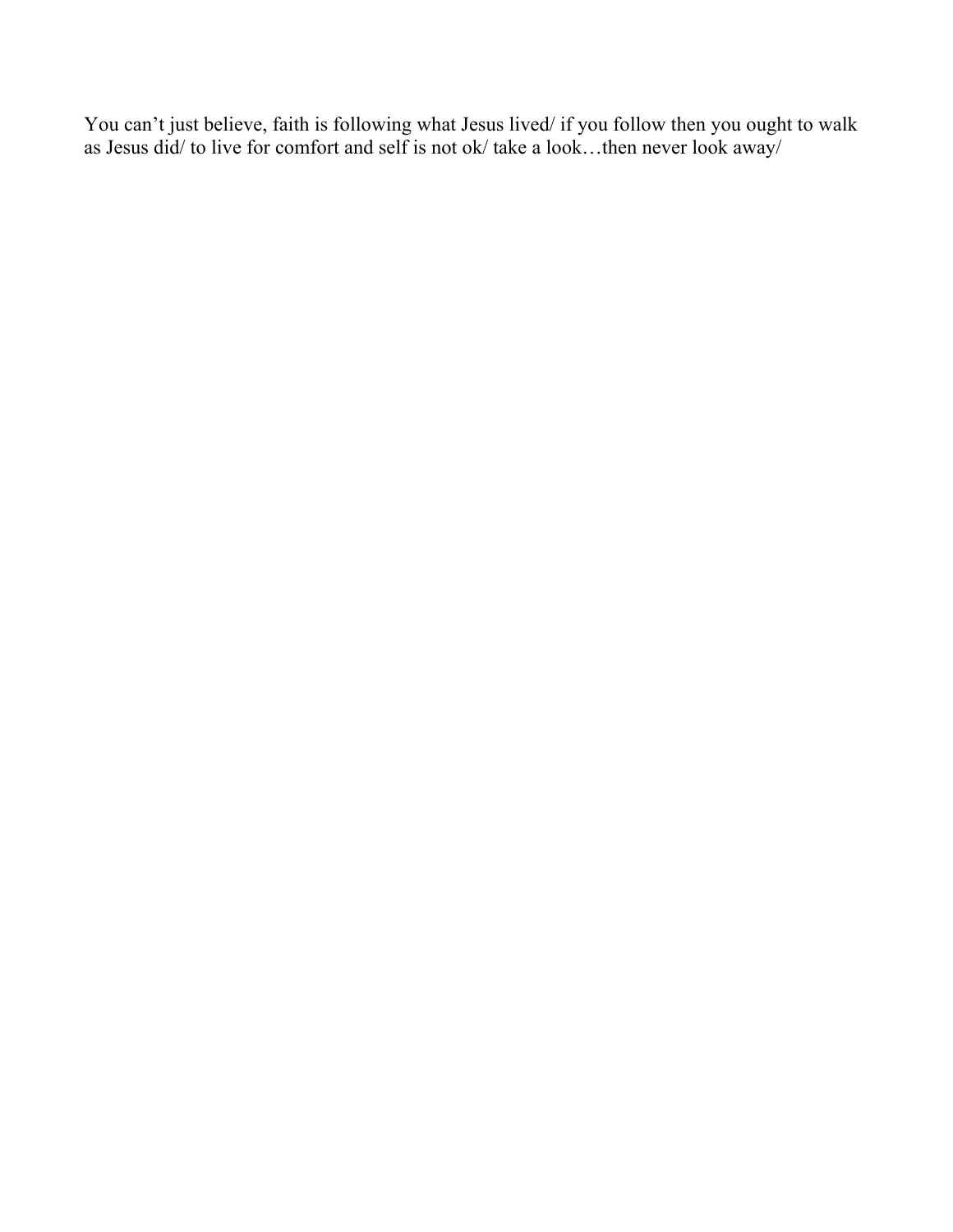You can't just believe, faith is following what Jesus lived/ if you follow then you ought to walk as Jesus did/ to live for comfort and self is not ok/ take a look…then never look away/